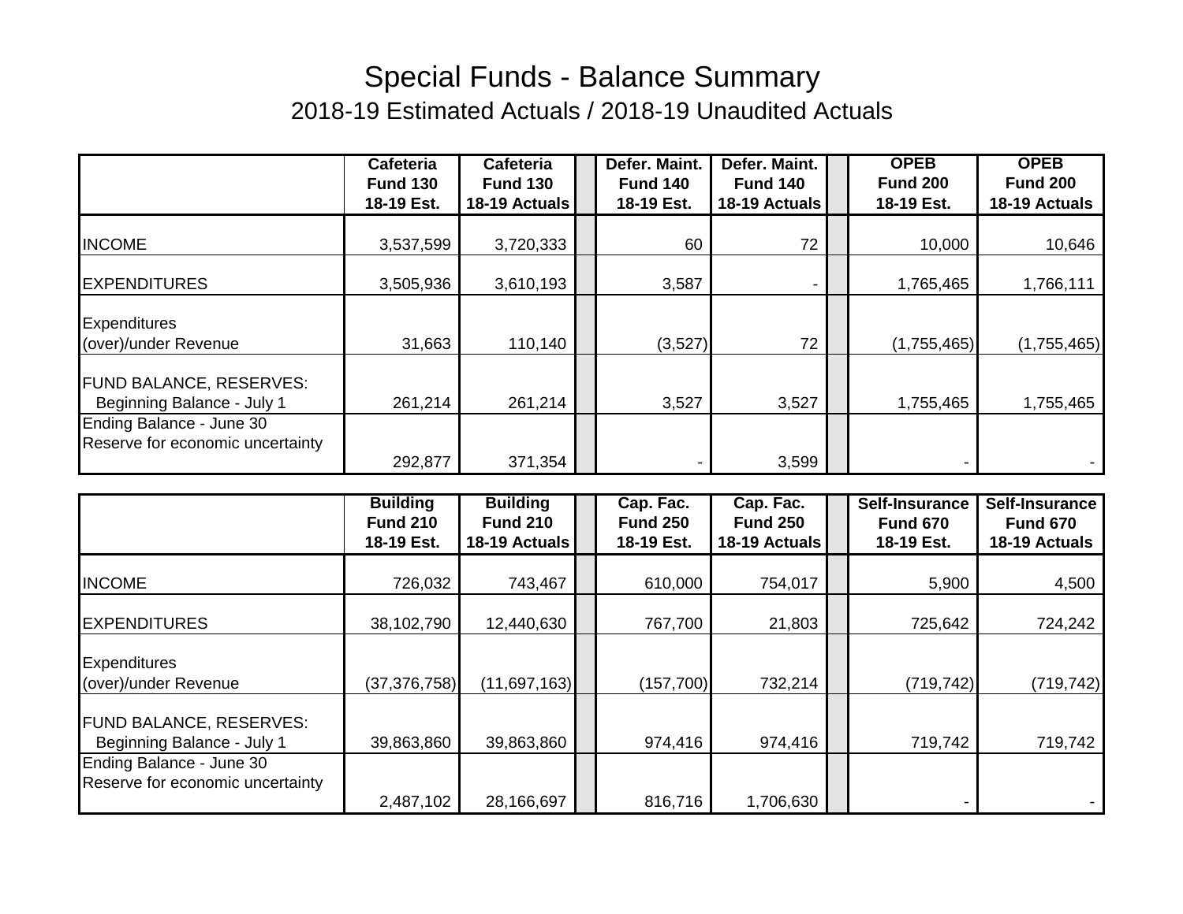# Special Funds - Balance Summary

## 2018-19 Estimated Actuals / 2018-19 Unaudited Actuals

| | Cafeteria Fund 130 18-19 Est. | Cafeteria Fund 130 18-19 Actuals | | Defer. Maint. Fund 140 18-19 Est. | Defer. Maint. Fund 140 18-19 Actuals | | OPEB Fund 200 18-19 Est. | OPEB Fund 200 18-19 Actuals |
|---|---|---|---|---|---|---|---|---|
| INCOME | 3,537,599 | 3,720,333 | | 60 | 72 | | 10,000 | 10,646 |
| EXPENDITURES | 3,505,936 | 3,610,193 | | 3,587 | - | | 1,765,465 | 1,766,111 |
| Expenditures (over)/under Revenue | 31,663 | 110,140 | | (3,527) | 72 | | (1,755,465) | (1,755,465) |
| FUND BALANCE, RESERVES: Beginning Balance - July 1 | 261,214 | 261,214 | | 3,527 | 3,527 | | 1,755,465 | 1,755,465 |
| Ending Balance - June 30 Reserve for economic uncertainty | 292,877 | 371,354 | | - | 3,599 | | - | - |

| | Building Fund 210 18-19 Est. | Building Fund 210 18-19 Actuals | | Cap. Fac. Fund 250 18-19 Est. | Cap. Fac. Fund 250 18-19 Actuals | | Self-Insurance Fund 670 18-19 Est. | Self-Insurance Fund 670 18-19 Actuals |
|---|---|---|---|---|---|---|---|---|
| INCOME | 726,032 | 743,467 | | 610,000 | 754,017 | | 5,900 | 4,500 |
| EXPENDITURES | 38,102,790 | 12,440,630 | | 767,700 | 21,803 | | 725,642 | 724,242 |
| Expenditures (over)/under Revenue | (37,376,758) | (11,697,163) | | (157,700) | 732,214 | | (719,742) | (719,742) |
| FUND BALANCE, RESERVES: Beginning Balance - July 1 | 39,863,860 | 39,863,860 | | 974,416 | 974,416 | | 719,742 | 719,742 |
| Ending Balance - June 30 Reserve for economic uncertainty | 2,487,102 | 28,166,697 | | 816,716 | 1,706,630 | | - | - |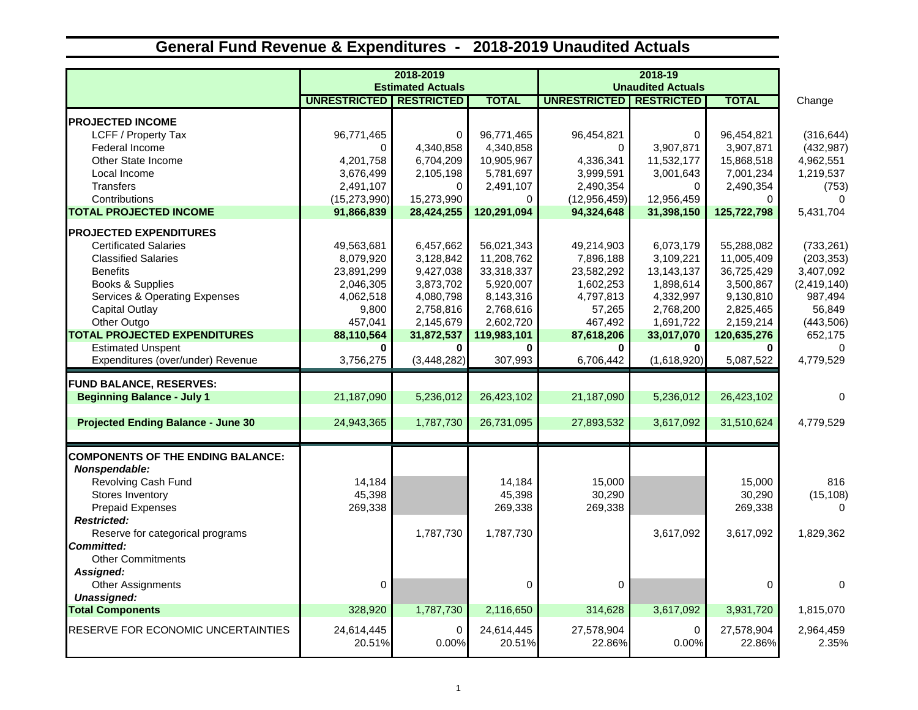# General Fund Revenue & Expenditures - 2018-2019 Unaudited Actuals

| | 2018-2019 Estimated Actuals | | | 2018-19 Unaudited Actuals | | | |
|---|---|---|---|---|---|---|---|
| | UNRESTRICTED | RESTRICTED | TOTAL | UNRESTRICTED | RESTRICTED | TOTAL | Change |
| **PROJECTED INCOME** | | | | | | | |
| LCFF / Property Tax | 96,771,465 | 0 | 96,771,465 | 96,454,821 | 0 | 96,454,821 | (316,644) |
| Federal Income | 0 | 4,340,858 | 4,340,858 | 0 | 3,907,871 | 3,907,871 | (432,987) |
| Other State Income | 4,201,758 | 6,704,209 | 10,905,967 | 4,336,341 | 11,532,177 | 15,868,518 | 4,962,551 |
| Local Income | 3,676,499 | 2,105,198 | 5,781,697 | 3,999,591 | 3,001,643 | 7,001,234 | 1,219,537 |
| Transfers | 2,491,107 | 0 | 2,491,107 | 2,490,354 | 0 | 2,490,354 | (753) |
| Contributions | (15,273,990) | 15,273,990 | 0 | (12,956,459) | 12,956,459 | 0 | 0 |
| **TOTAL PROJECTED INCOME** | **91,866,839** | **28,424,255** | **120,291,094** | **94,324,648** | **31,398,150** | **125,722,798** | 5,431,704 |
| **PROJECTED EXPENDITURES** | | | | | | | |
| Certificated Salaries | 49,563,681 | 6,457,662 | 56,021,343 | 49,214,903 | 6,073,179 | 55,288,082 | (733,261) |
| Classified Salaries | 8,079,920 | 3,128,842 | 11,208,762 | 7,896,188 | 3,109,221 | 11,005,409 | (203,353) |
| Benefits | 23,891,299 | 9,427,038 | 33,318,337 | 23,582,292 | 13,143,137 | 36,725,429 | 3,407,092 |
| Books & Supplies | 2,046,305 | 3,873,702 | 5,920,007 | 1,602,253 | 1,898,614 | 3,500,867 | (2,419,140) |
| Services & Operating Expenses | 4,062,518 | 4,080,798 | 8,143,316 | 4,797,813 | 4,332,997 | 9,130,810 | 987,494 |
| Capital Outlay | 9,800 | 2,758,816 | 2,768,616 | 57,265 | 2,768,200 | 2,825,465 | 56,849 |
| Other Outgo | 457,041 | 2,145,679 | 2,602,720 | 467,492 | 1,691,722 | 2,159,214 | (443,506) |
| **TOTAL PROJECTED EXPENDITURES** | **88,110,564** | **31,872,537** | **119,983,101** | **87,618,206** | **33,017,070** | **120,635,276** | 652,175 |
| Estimated Unspent | **0** | **0** | **0** | **0** | **0** | **0** | 0 |
| Expenditures (over/under) Revenue | 3,756,275 | (3,448,282) | 307,993 | 6,706,442 | (1,618,920) | 5,087,522 | 4,779,529 |
| **FUND BALANCE, RESERVES:** | | | | | | | |
| **Beginning Balance - July 1** | 21,187,090 | 5,236,012 | 26,423,102 | 21,187,090 | 5,236,012 | 26,423,102 | 0 |
| **Projected Ending Balance - June 30** | 24,943,365 | 1,787,730 | 26,731,095 | 27,893,532 | 3,617,092 | 31,510,624 | 4,779,529 |
| **COMPONENTS OF THE ENDING BALANCE:** | | | | | | | |
| ***Nonspendable:*** | | | | | | | |
| Revolving Cash Fund | 14,184 | | 14,184 | 15,000 | | 15,000 | 816 |
| Stores Inventory | 45,398 | | 45,398 | 30,290 | | 30,290 | (15,108) |
| Prepaid Expenses | 269,338 | | 269,338 | 269,338 | | 269,338 | 0 |
| ***Restricted:*** | | | | | | | |
| Reserve for categorical programs | | 1,787,730 | 1,787,730 | | 3,617,092 | 3,617,092 | 1,829,362 |
| ***Committed:*** | | | | | | | |
| Other Commitments | | | | | | | |
| ***Assigned:*** | | | | | | | |
| Other Assignments | 0 | | 0 | 0 | | 0 | 0 |
| ***Unassigned:*** | | | | | | | |
| **Total Components** | 328,920 | 1,787,730 | 2,116,650 | 314,628 | 3,617,092 | 3,931,720 | 1,815,070 |
| RESERVE FOR ECONOMIC UNCERTAINTIES | 24,614,445 | 0 | 24,614,445 | 27,578,904 | 0 | 27,578,904 | 2,964,459 |
| | 20.51% | 0.00% | 20.51% | 22.86% | 0.00% | 22.86% | 2.35% |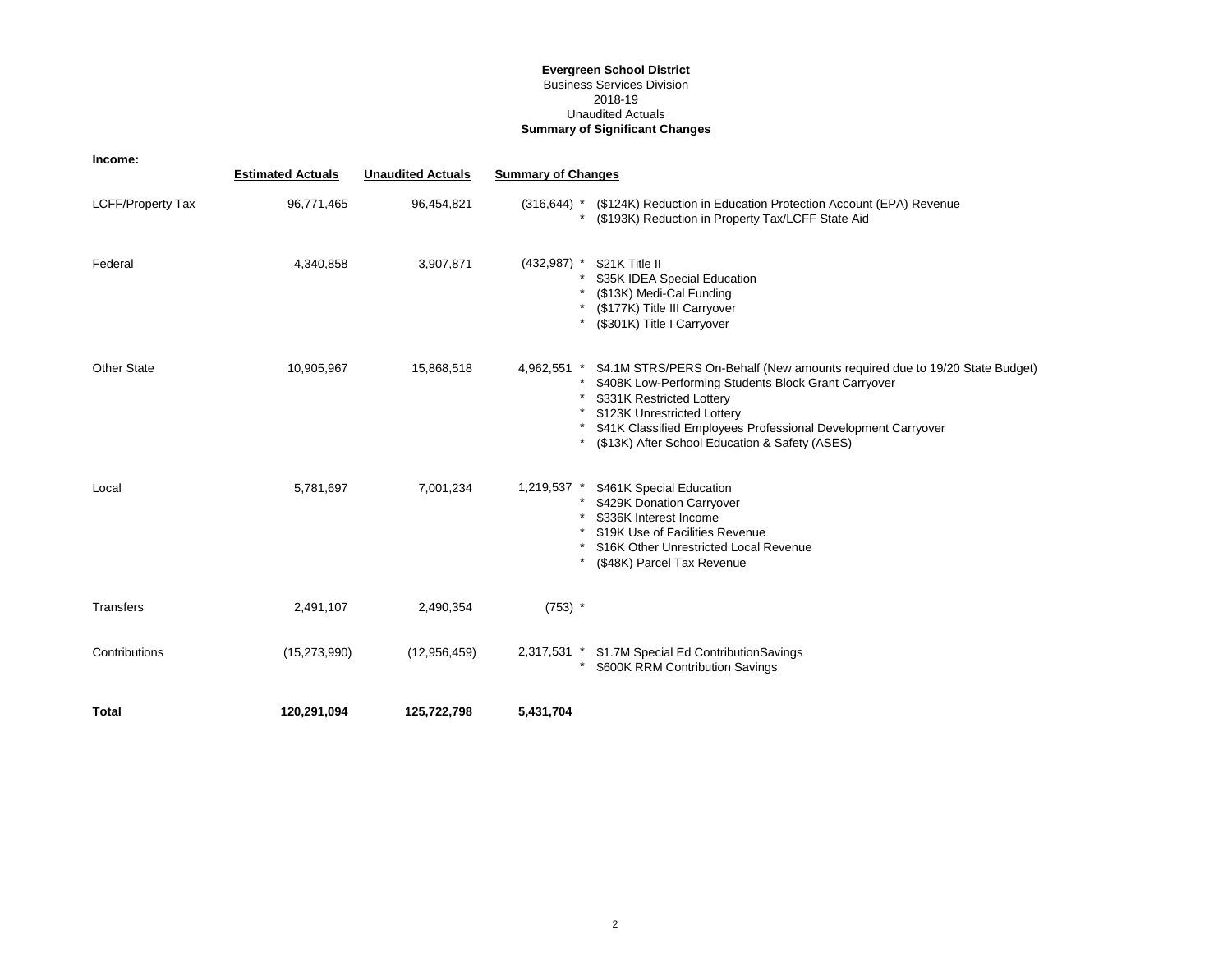**Evergreen School District**
Business Services Division
2018-19
Unaudited Actuals
**Summary of Significant Changes**

**Income:**

| | Estimated Actuals | Unaudited Actuals | Summary of Changes | |
|---|---|---|---|---|
| LCFF/Property Tax | 96,771,465 | 96,454,821 | (316,644) | * ($124K) Reduction in Education Protection Account (EPA) Revenue<br>* ($193K) Reduction in Property Tax/LCFF State Aid |
| Federal | 4,340,858 | 3,907,871 | (432,987) | * $21K Title II<br>* $35K IDEA Special Education<br>* ($13K) Medi-Cal Funding<br>* ($177K) Title III Carryover<br>* ($301K) Title I Carryover |
| Other State | 10,905,967 | 15,868,518 | 4,962,551 | * $4.1M STRS/PERS On-Behalf (New amounts required due to 19/20 State Budget)<br>* $408K Low-Performing Students Block Grant Carryover<br>* $331K Restricted Lottery<br>* $123K Unrestricted Lottery<br>* $41K Classified Employees Professional Development Carryover<br>* ($13K) After School Education & Safety (ASES) |
| Local | 5,781,697 | 7,001,234 | 1,219,537 | * $461K Special Education<br>* $429K Donation Carryover<br>* $336K Interest Income<br>* $19K Use of Facilities Revenue<br>* $16K Other Unrestricted Local Revenue<br>* ($48K) Parcel Tax Revenue |
| Transfers | 2,491,107 | 2,490,354 | (753) | * |
| Contributions | (15,273,990) | (12,956,459) | 2,317,531 | * $1.7M Special Ed ContributionSavings<br>* $600K RRM Contribution Savings |
| **Total** | **120,291,094** | **125,722,798** | **5,431,704** | |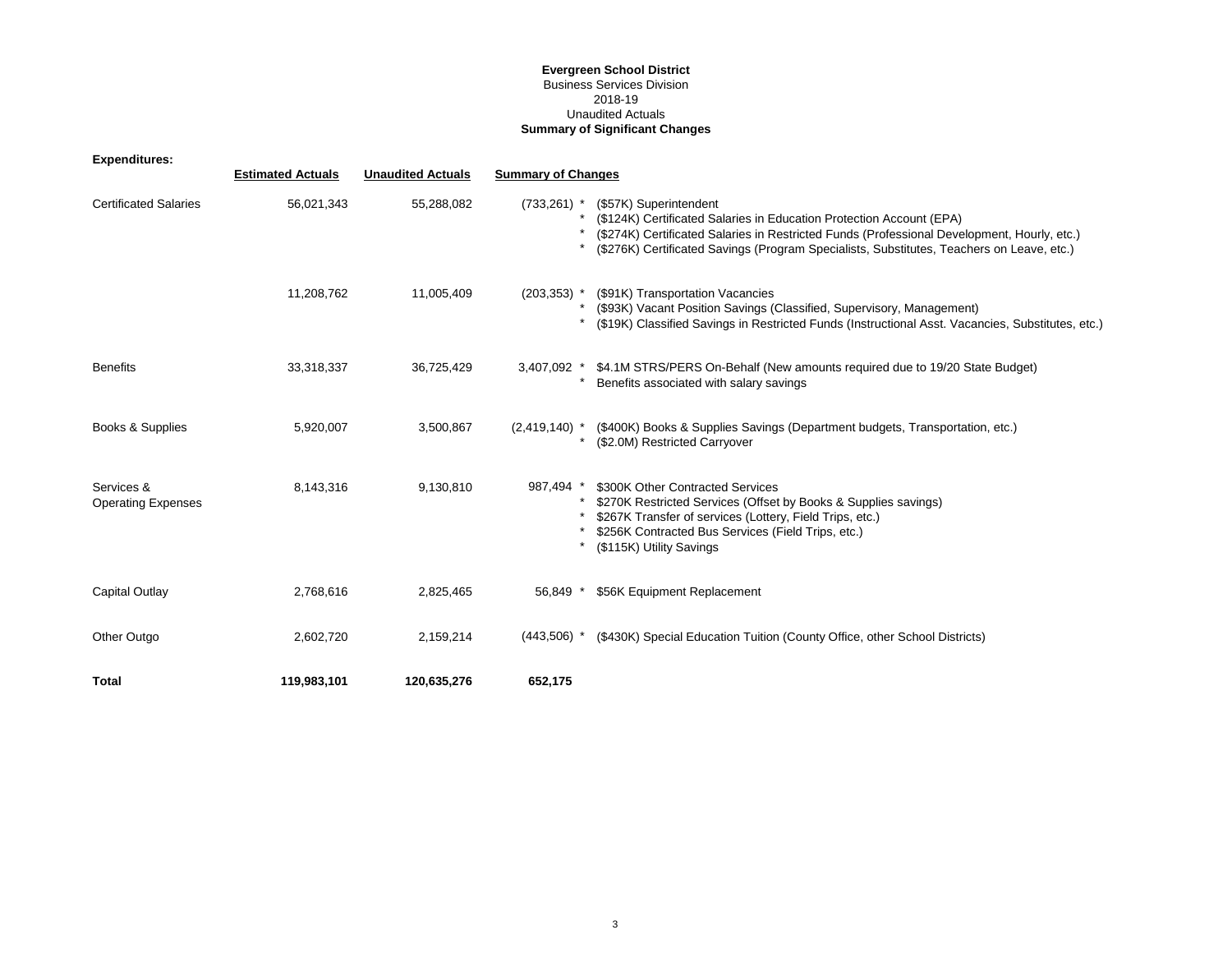**Evergreen School District**
Business Services Division
2018-19
Unaudited Actuals
**Summary of Significant Changes**

**Expenditures:**

| | Estimated Actuals | Unaudited Actuals | Summary of Changes | |
|---|---|---|---|---|
| Certificated Salaries | 56,021,343 | 55,288,082 | (733,261) | * ($57K) Superintendent<br>* ($124K) Certificated Salaries in Education Protection Account (EPA)<br>* ($274K) Certificated Salaries in Restricted Funds (Professional Development, Hourly, etc.)<br>* ($276K) Certificated Savings (Program Specialists, Substitutes, Teachers on Leave, etc.) |
| | 11,208,762 | 11,005,409 | (203,353) | * ($91K) Transportation Vacancies<br>* ($93K) Vacant Position Savings (Classified, Supervisory, Management)<br>* ($19K) Classified Savings in Restricted Funds (Instructional Asst. Vacancies, Substitutes, etc.) |
| Benefits | 33,318,337 | 36,725,429 | 3,407,092 | * $4.1M STRS/PERS On-Behalf (New amounts required due to 19/20 State Budget)<br>* Benefits associated with salary savings |
| Books & Supplies | 5,920,007 | 3,500,867 | (2,419,140) | * ($400K) Books & Supplies Savings (Department budgets, Transportation, etc.)<br>* ($2.0M) Restricted Carryover |
| Services & Operating Expenses | 8,143,316 | 9,130,810 | 987,494 | * $300K Other Contracted Services<br>* $270K Restricted Services (Offset by Books & Supplies savings)<br>* $267K Transfer of services (Lottery, Field Trips, etc.)<br>* $256K Contracted Bus Services (Field Trips, etc.)<br>* ($115K) Utility Savings |
| Capital Outlay | 2,768,616 | 2,825,465 | 56,849 | * $56K Equipment Replacement |
| Other Outgo | 2,602,720 | 2,159,214 | (443,506) | * ($430K) Special Education Tuition (County Office, other School Districts) |
| **Total** | **119,983,101** | **120,635,276** | **652,175** | |